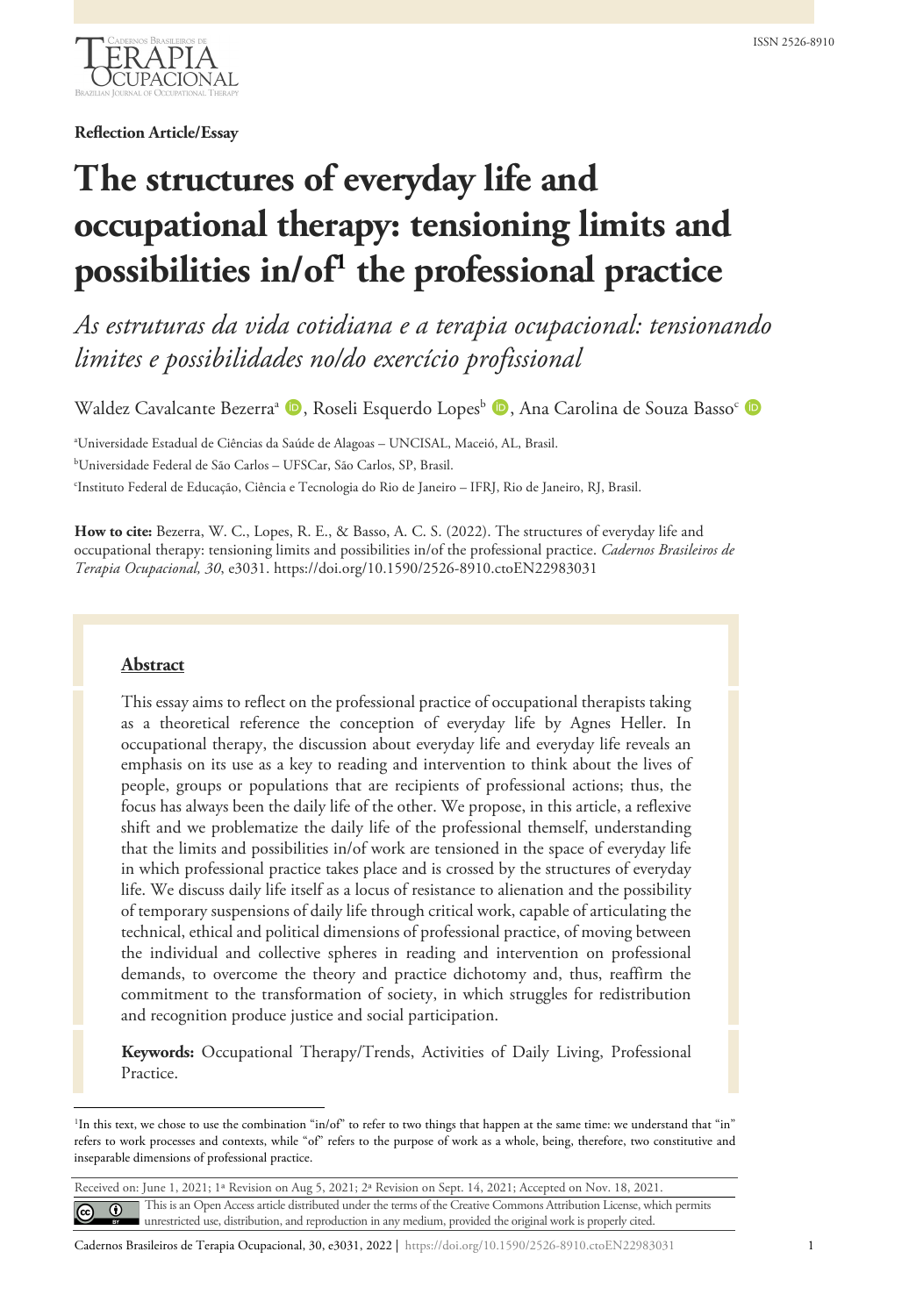**Reflection Article/Essay**

# The structures of everyday life and occupational therapy: tensioning limits and possibilities in/of[1] the professional practice

*As estruturas da vida cotidiana e a terapia ocupacional: tensionando limites e possibilidades no/do exercício profissional*

Waldez Cavalcante Bezerra[a], Roseli Esquerdo Lopes[b], Ana Carolina de Souza Basso[c]

[a]Universidade Estadual de Ciências da Saúde de Alagoas – UNCISAL, Maceió, AL, Brasil.

[b]Universidade Federal de São Carlos – UFSCar, São Carlos, SP, Brasil.

[c]Instituto Federal de Educação, Ciência e Tecnologia do Rio de Janeiro – IFRJ, Rio de Janeiro, RJ, Brasil.

**How to cite:** Bezerra, W. C., Lopes, R. E., & Basso, A. C. S. (2022). The structures of everyday life and occupational therapy: tensioning limits and possibilities in/of the professional practice. *Cadernos Brasileiros de Terapia Ocupacional, 30*, e3031. https://doi.org/10.1590/2526-8910.ctoEN22983031

## Abstract

This essay aims to reflect on the professional practice of occupational therapists taking as a theoretical reference the conception of everyday life by Agnes Heller. In occupational therapy, the discussion about everyday life and everyday life reveals an emphasis on its use as a key to reading and intervention to think about the lives of people, groups or populations that are recipients of professional actions; thus, the focus has always been the daily life of the other. We propose, in this article, a reflexive shift and we problematize the daily life of the professional themself, understanding that the limits and possibilities in/of work are tensioned in the space of everyday life in which professional practice takes place and is crossed by the structures of everyday life. We discuss daily life itself as a locus of resistance to alienation and the possibility of temporary suspensions of daily life through critical work, capable of articulating the technical, ethical and political dimensions of professional practice, of moving between the individual and collective spheres in reading and intervention on professional demands, to overcome the theory and practice dichotomy and, thus, reaffirm the commitment to the transformation of society, in which struggles for redistribution and recognition produce justice and social participation.

**Keywords:** Occupational Therapy/Trends, Activities of Daily Living, Professional Practice.

---

[1]In this text, we chose to use the combination "in/of" to refer to two things that happen at the same time: we understand that "in" refers to work processes and contexts, while "of" refers to the purpose of work as a whole, being, therefore, two constitutive and inseparable dimensions of professional practice.

Received on: June 1, 2021; 1ª Revision on Aug 5, 2021; 2ª Revision on Sept. 14, 2021; Accepted on Nov. 18, 2021.

This is an Open Access article distributed under the terms of the Creative Commons Attribution License, which permits unrestricted use, distribution, and reproduction in any medium, provided the original work is properly cited.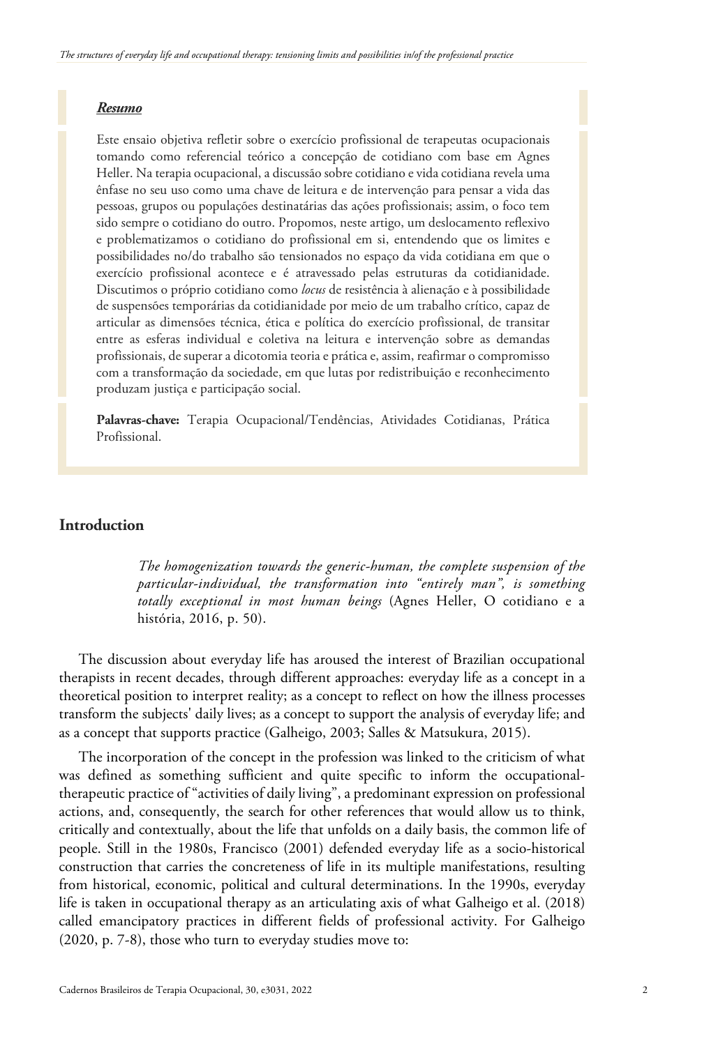***Resumo***

Este ensaio objetiva refletir sobre o exercício profissional de terapeutas ocupacionais tomando como referencial teórico a concepção de cotidiano com base em Agnes Heller. Na terapia ocupacional, a discussão sobre cotidiano e vida cotidiana revela uma ênfase no seu uso como uma chave de leitura e de intervenção para pensar a vida das pessoas, grupos ou populações destinatárias das ações profissionais; assim, o foco tem sido sempre o cotidiano do outro. Propomos, neste artigo, um deslocamento reflexivo e problematizamos o cotidiano do profissional em si, entendendo que os limites e possibilidades no/do trabalho são tensionados no espaço da vida cotidiana em que o exercício profissional acontece e é atravessado pelas estruturas da cotidianidade. Discutimos o próprio cotidiano como *locus* de resistência à alienação e à possibilidade de suspensões temporárias da cotidianidade por meio de um trabalho crítico, capaz de articular as dimensões técnica, ética e política do exercício profissional, de transitar entre as esferas individual e coletiva na leitura e intervenção sobre as demandas profissionais, de superar a dicotomia teoria e prática e, assim, reafirmar o compromisso com a transformação da sociedade, em que lutas por redistribuição e reconhecimento produzam justiça e participação social.

**Palavras-chave:** Terapia Ocupacional/Tendências, Atividades Cotidianas, Prática Profissional.

## Introduction

> *The homogenization towards the generic-human, the complete suspension of the particular-individual, the transformation into "entirely man", is something totally exceptional in most human beings* (Agnes Heller, O cotidiano e a história, 2016, p. 50).

The discussion about everyday life has aroused the interest of Brazilian occupational therapists in recent decades, through different approaches: everyday life as a concept in a theoretical position to interpret reality; as a concept to reflect on how the illness processes transform the subjects' daily lives; as a concept to support the analysis of everyday life; and as a concept that supports practice (Galheigo, 2003; Salles & Matsukura, 2015).

The incorporation of the concept in the profession was linked to the criticism of what was defined as something sufficient and quite specific to inform the occupational-therapeutic practice of "activities of daily living", a predominant expression on professional actions, and, consequently, the search for other references that would allow us to think, critically and contextually, about the life that unfolds on a daily basis, the common life of people. Still in the 1980s, Francisco (2001) defended everyday life as a socio-historical construction that carries the concreteness of life in its multiple manifestations, resulting from historical, economic, political and cultural determinations. In the 1990s, everyday life is taken in occupational therapy as an articulating axis of what Galheigo et al. (2018) called emancipatory practices in different fields of professional activity. For Galheigo (2020, p. 7-8), those who turn to everyday studies move to: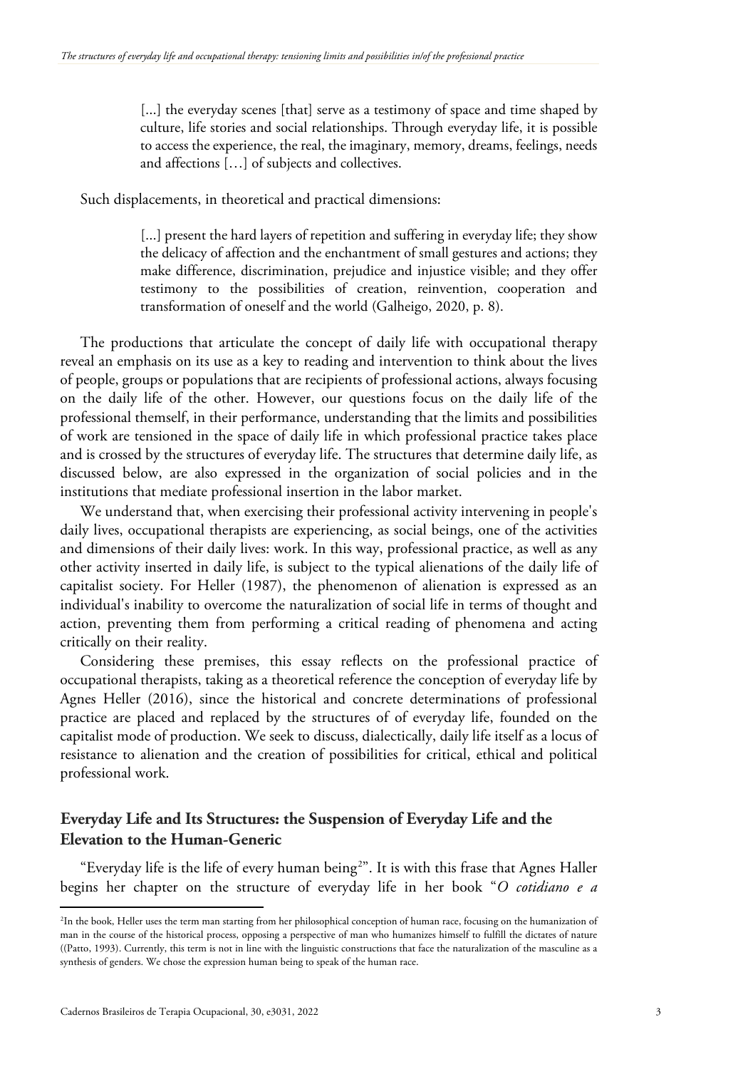> [...] the everyday scenes [that] serve as a testimony of space and time shaped by culture, life stories and social relationships. Through everyday life, it is possible to access the experience, the real, the imaginary, memory, dreams, feelings, needs and affections […] of subjects and collectives.

Such displacements, in theoretical and practical dimensions:

> [...] present the hard layers of repetition and suffering in everyday life; they show the delicacy of affection and the enchantment of small gestures and actions; they make difference, discrimination, prejudice and injustice visible; and they offer testimony to the possibilities of creation, reinvention, cooperation and transformation of oneself and the world (Galheigo, 2020, p. 8).

The productions that articulate the concept of daily life with occupational therapy reveal an emphasis on its use as a key to reading and intervention to think about the lives of people, groups or populations that are recipients of professional actions, always focusing on the daily life of the other. However, our questions focus on the daily life of the professional themself, in their performance, understanding that the limits and possibilities of work are tensioned in the space of daily life in which professional practice takes place and is crossed by the structures of everyday life. The structures that determine daily life, as discussed below, are also expressed in the organization of social policies and in the institutions that mediate professional insertion in the labor market.

We understand that, when exercising their professional activity intervening in people's daily lives, occupational therapists are experiencing, as social beings, one of the activities and dimensions of their daily lives: work. In this way, professional practice, as well as any other activity inserted in daily life, is subject to the typical alienations of the daily life of capitalist society. For Heller (1987), the phenomenon of alienation is expressed as an individual's inability to overcome the naturalization of social life in terms of thought and action, preventing them from performing a critical reading of phenomena and acting critically on their reality.

Considering these premises, this essay reflects on the professional practice of occupational therapists, taking as a theoretical reference the conception of everyday life by Agnes Heller (2016), since the historical and concrete determinations of professional practice are placed and replaced by the structures of of everyday life, founded on the capitalist mode of production. We seek to discuss, dialectically, daily life itself as a locus of resistance to alienation and the creation of possibilities for critical, ethical and political professional work.

## Everyday Life and Its Structures: the Suspension of Everyday Life and the Elevation to the Human-Generic

"Everyday life is the life of every human being[2]". It is with this frase that Agnes Haller begins her chapter on the structure of everyday life in her book "*O cotidiano e a*

[2]In the book, Heller uses the term man starting from her philosophical conception of human race, focusing on the humanization of man in the course of the historical process, opposing a perspective of man who humanizes himself to fulfill the dictates of nature ((Patto, 1993). Currently, this term is not in line with the linguistic constructions that face the naturalization of the masculine as a synthesis of genders. We chose the expression human being to speak of the human race.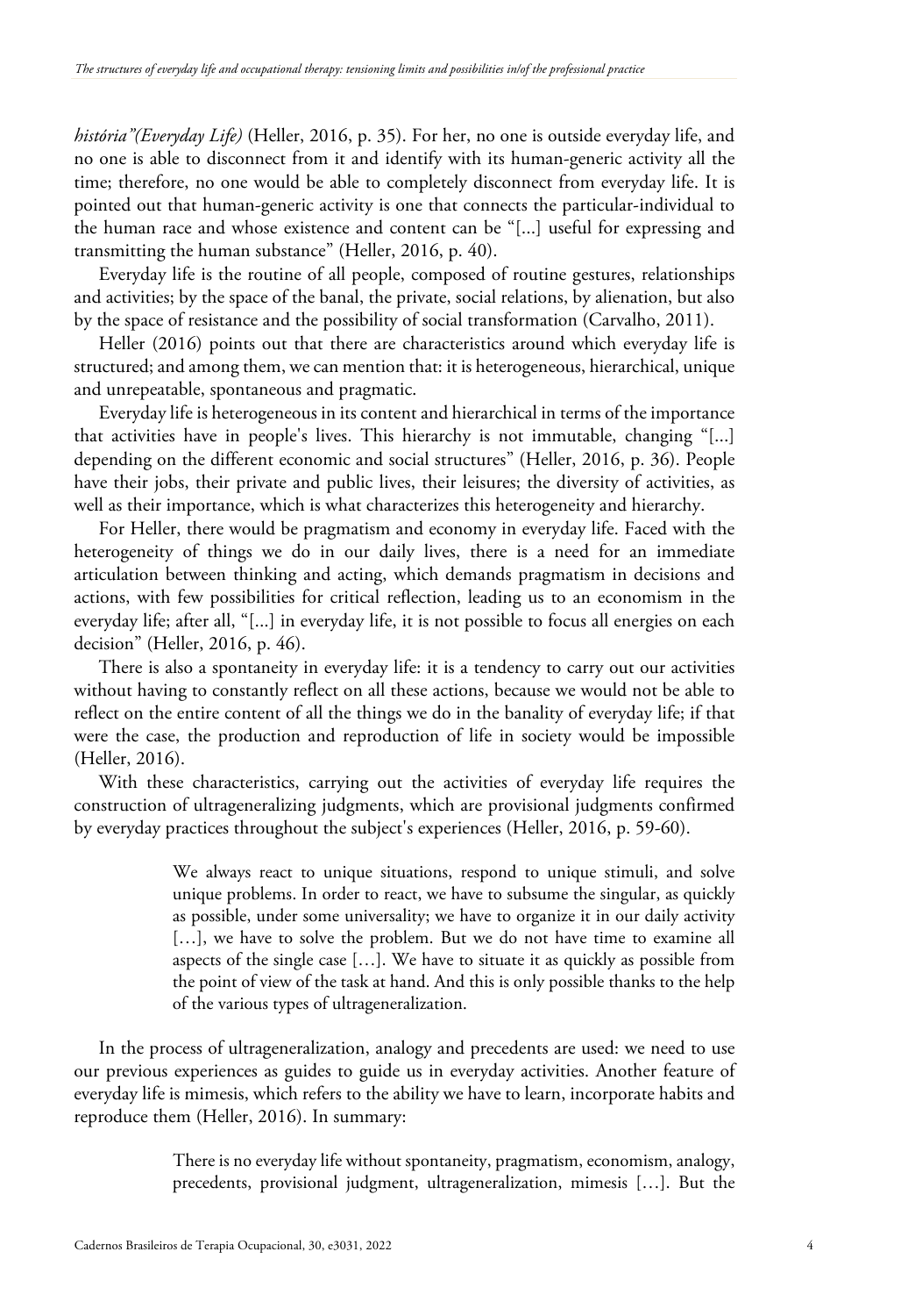*história"(Everyday Life)* (Heller, 2016, p. 35). For her, no one is outside everyday life, and no one is able to disconnect from it and identify with its human-generic activity all the time; therefore, no one would be able to completely disconnect from everyday life. It is pointed out that human-generic activity is one that connects the particular-individual to the human race and whose existence and content can be "[...] useful for expressing and transmitting the human substance" (Heller, 2016, p. 40).

Everyday life is the routine of all people, composed of routine gestures, relationships and activities; by the space of the banal, the private, social relations, by alienation, but also by the space of resistance and the possibility of social transformation (Carvalho, 2011).

Heller (2016) points out that there are characteristics around which everyday life is structured; and among them, we can mention that: it is heterogeneous, hierarchical, unique and unrepeatable, spontaneous and pragmatic.

Everyday life is heterogeneous in its content and hierarchical in terms of the importance that activities have in people's lives. This hierarchy is not immutable, changing "[...] depending on the different economic and social structures" (Heller, 2016, p. 36). People have their jobs, their private and public lives, their leisures; the diversity of activities, as well as their importance, which is what characterizes this heterogeneity and hierarchy.

For Heller, there would be pragmatism and economy in everyday life. Faced with the heterogeneity of things we do in our daily lives, there is a need for an immediate articulation between thinking and acting, which demands pragmatism in decisions and actions, with few possibilities for critical reflection, leading us to an economism in the everyday life; after all, "[...] in everyday life, it is not possible to focus all energies on each decision" (Heller, 2016, p. 46).

There is also a spontaneity in everyday life: it is a tendency to carry out our activities without having to constantly reflect on all these actions, because we would not be able to reflect on the entire content of all the things we do in the banality of everyday life; if that were the case, the production and reproduction of life in society would be impossible (Heller, 2016).

With these characteristics, carrying out the activities of everyday life requires the construction of ultrageneralizing judgments, which are provisional judgments confirmed by everyday practices throughout the subject's experiences (Heller, 2016, p. 59-60).

> We always react to unique situations, respond to unique stimuli, and solve unique problems. In order to react, we have to subsume the singular, as quickly as possible, under some universality; we have to organize it in our daily activity […], we have to solve the problem. But we do not have time to examine all aspects of the single case […]. We have to situate it as quickly as possible from the point of view of the task at hand. And this is only possible thanks to the help of the various types of ultrageneralization.

In the process of ultrageneralization, analogy and precedents are used: we need to use our previous experiences as guides to guide us in everyday activities. Another feature of everyday life is mimesis, which refers to the ability we have to learn, incorporate habits and reproduce them (Heller, 2016). In summary:

> There is no everyday life without spontaneity, pragmatism, economism, analogy, precedents, provisional judgment, ultrageneralization, mimesis […]. But the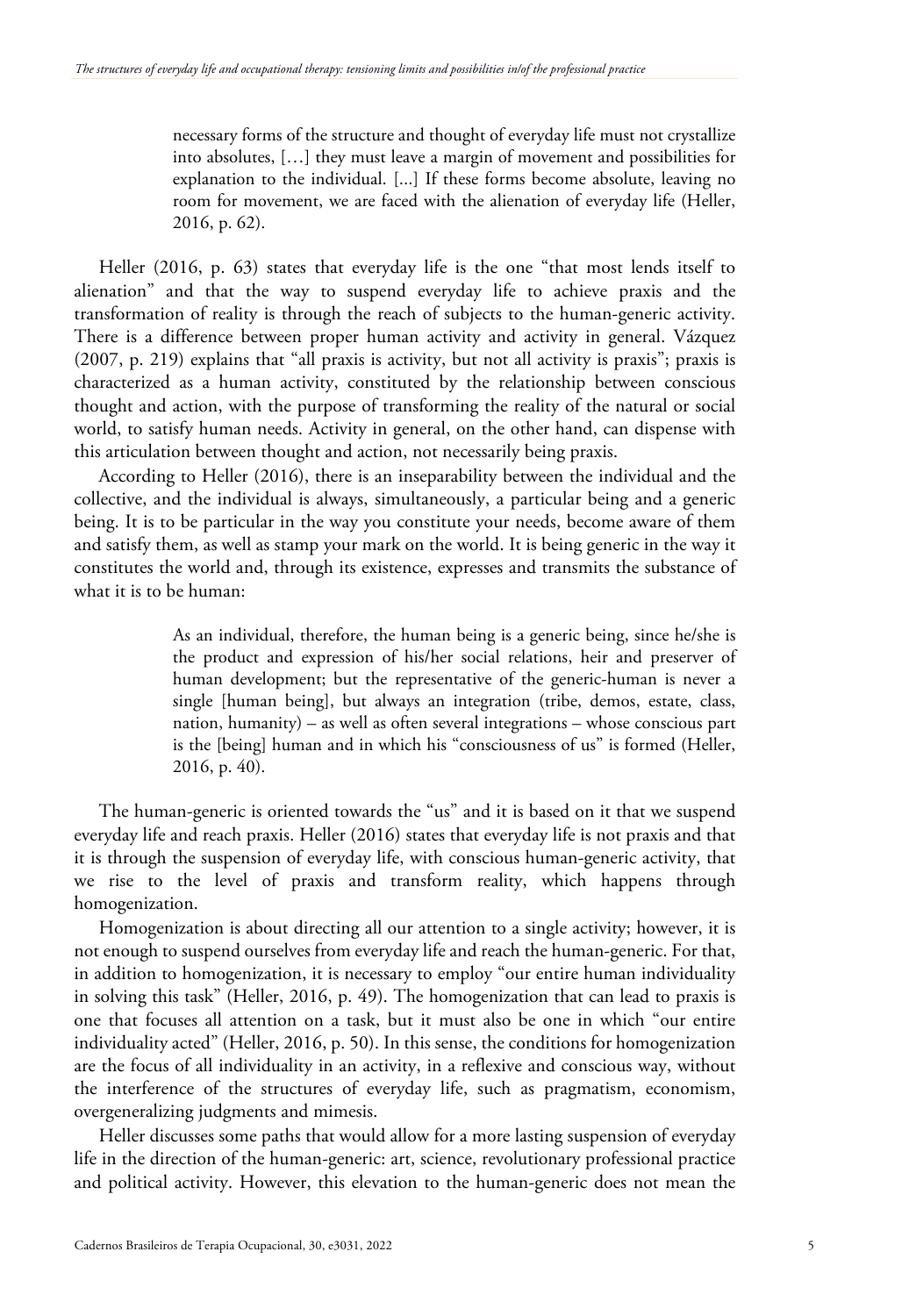> necessary forms of the structure and thought of everyday life must not crystallize into absolutes, […] they must leave a margin of movement and possibilities for explanation to the individual. [...] If these forms become absolute, leaving no room for movement, we are faced with the alienation of everyday life (Heller, 2016, p. 62).

Heller (2016, p. 63) states that everyday life is the one "that most lends itself to alienation" and that the way to suspend everyday life to achieve praxis and the transformation of reality is through the reach of subjects to the human-generic activity. There is a difference between proper human activity and activity in general. Vázquez (2007, p. 219) explains that "all praxis is activity, but not all activity is praxis"; praxis is characterized as a human activity, constituted by the relationship between conscious thought and action, with the purpose of transforming the reality of the natural or social world, to satisfy human needs. Activity in general, on the other hand, can dispense with this articulation between thought and action, not necessarily being praxis.

According to Heller (2016), there is an inseparability between the individual and the collective, and the individual is always, simultaneously, a particular being and a generic being. It is to be particular in the way you constitute your needs, become aware of them and satisfy them, as well as stamp your mark on the world. It is being generic in the way it constitutes the world and, through its existence, expresses and transmits the substance of what it is to be human:

> As an individual, therefore, the human being is a generic being, since he/she is the product and expression of his/her social relations, heir and preserver of human development; but the representative of the generic-human is never a single [human being], but always an integration (tribe, demos, estate, class, nation, humanity) – as well as often several integrations – whose conscious part is the [being] human and in which his "consciousness of us" is formed (Heller, 2016, p. 40).

The human-generic is oriented towards the "us" and it is based on it that we suspend everyday life and reach praxis. Heller (2016) states that everyday life is not praxis and that it is through the suspension of everyday life, with conscious human-generic activity, that we rise to the level of praxis and transform reality, which happens through homogenization.

Homogenization is about directing all our attention to a single activity; however, it is not enough to suspend ourselves from everyday life and reach the human-generic. For that, in addition to homogenization, it is necessary to employ "our entire human individuality in solving this task" (Heller, 2016, p. 49). The homogenization that can lead to praxis is one that focuses all attention on a task, but it must also be one in which "our entire individuality acted" (Heller, 2016, p. 50). In this sense, the conditions for homogenization are the focus of all individuality in an activity, in a reflexive and conscious way, without the interference of the structures of everyday life, such as pragmatism, economism, overgeneralizing judgments and mimesis.

Heller discusses some paths that would allow for a more lasting suspension of everyday life in the direction of the human-generic: art, science, revolutionary professional practice and political activity. However, this elevation to the human-generic does not mean the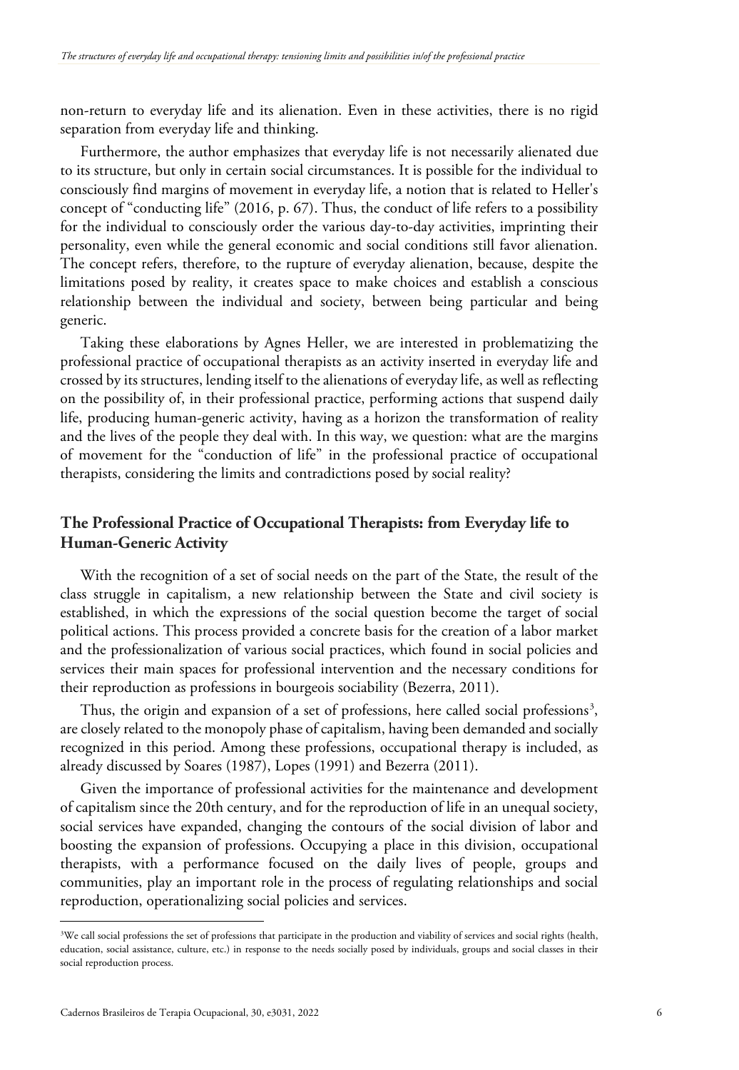non-return to everyday life and its alienation. Even in these activities, there is no rigid separation from everyday life and thinking.

Furthermore, the author emphasizes that everyday life is not necessarily alienated due to its structure, but only in certain social circumstances. It is possible for the individual to consciously find margins of movement in everyday life, a notion that is related to Heller's concept of "conducting life" (2016, p. 67). Thus, the conduct of life refers to a possibility for the individual to consciously order the various day-to-day activities, imprinting their personality, even while the general economic and social conditions still favor alienation. The concept refers, therefore, to the rupture of everyday alienation, because, despite the limitations posed by reality, it creates space to make choices and establish a conscious relationship between the individual and society, between being particular and being generic.

Taking these elaborations by Agnes Heller, we are interested in problematizing the professional practice of occupational therapists as an activity inserted in everyday life and crossed by its structures, lending itself to the alienations of everyday life, as well as reflecting on the possibility of, in their professional practice, performing actions that suspend daily life, producing human-generic activity, having as a horizon the transformation of reality and the lives of the people they deal with. In this way, we question: what are the margins of movement for the "conduction of life" in the professional practice of occupational therapists, considering the limits and contradictions posed by social reality?

## The Professional Practice of Occupational Therapists: from Everyday life to Human-Generic Activity

With the recognition of a set of social needs on the part of the State, the result of the class struggle in capitalism, a new relationship between the State and civil society is established, in which the expressions of the social question become the target of social political actions. This process provided a concrete basis for the creation of a labor market and the professionalization of various social practices, which found in social policies and services their main spaces for professional intervention and the necessary conditions for their reproduction as professions in bourgeois sociability (Bezerra, 2011).

Thus, the origin and expansion of a set of professions, here called social professions[3], are closely related to the monopoly phase of capitalism, having been demanded and socially recognized in this period. Among these professions, occupational therapy is included, as already discussed by Soares (1987), Lopes (1991) and Bezerra (2011).

Given the importance of professional activities for the maintenance and development of capitalism since the 20th century, and for the reproduction of life in an unequal society, social services have expanded, changing the contours of the social division of labor and boosting the expansion of professions. Occupying a place in this division, occupational therapists, with a performance focused on the daily lives of people, groups and communities, play an important role in the process of regulating relationships and social reproduction, operationalizing social policies and services.

[3]We call social professions the set of professions that participate in the production and viability of services and social rights (health, education, social assistance, culture, etc.) in response to the needs socially posed by individuals, groups and social classes in their social reproduction process.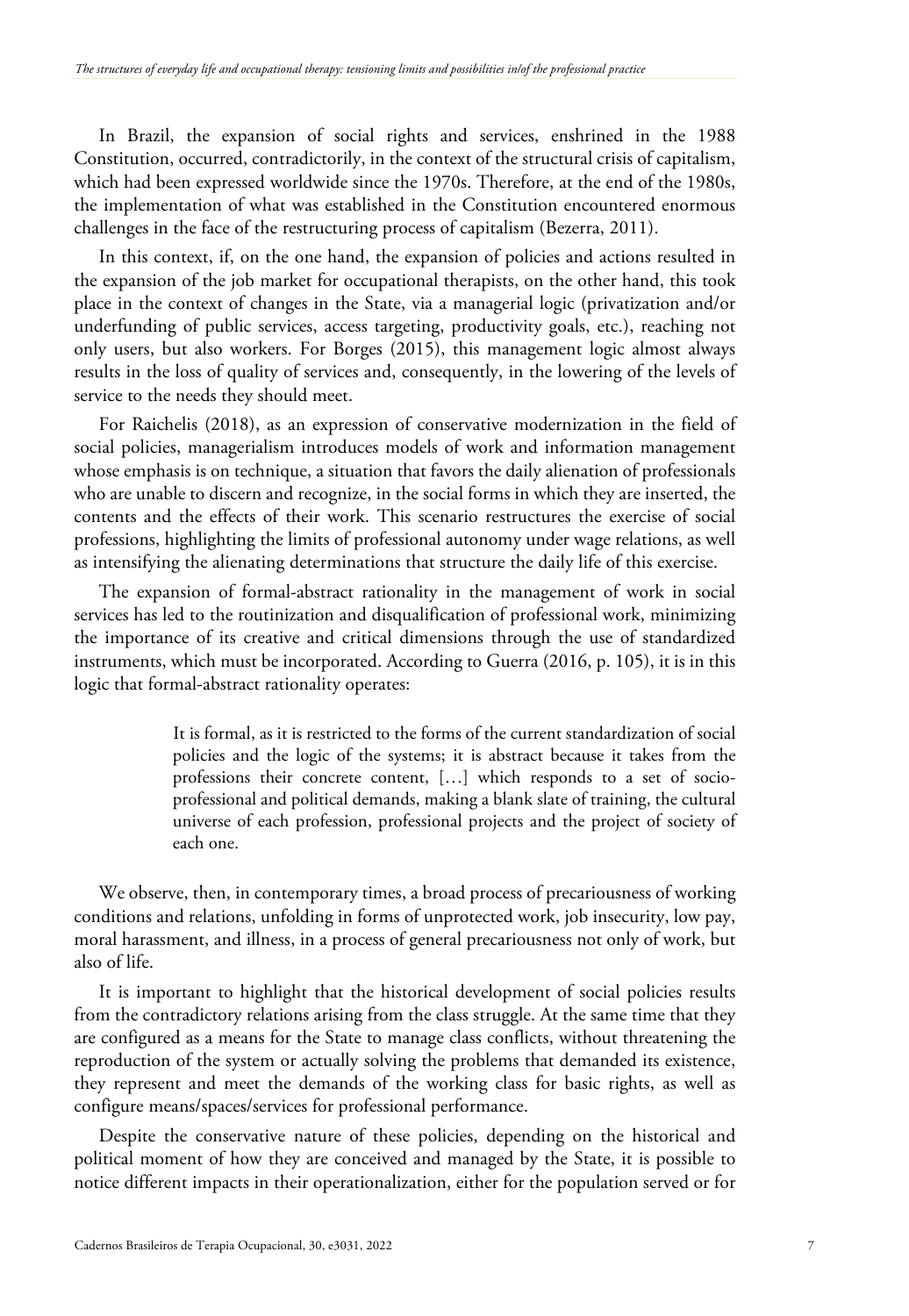In Brazil, the expansion of social rights and services, enshrined in the 1988 Constitution, occurred, contradictorily, in the context of the structural crisis of capitalism, which had been expressed worldwide since the 1970s. Therefore, at the end of the 1980s, the implementation of what was established in the Constitution encountered enormous challenges in the face of the restructuring process of capitalism (Bezerra, 2011).

In this context, if, on the one hand, the expansion of policies and actions resulted in the expansion of the job market for occupational therapists, on the other hand, this took place in the context of changes in the State, via a managerial logic (privatization and/or underfunding of public services, access targeting, productivity goals, etc.), reaching not only users, but also workers. For Borges (2015), this management logic almost always results in the loss of quality of services and, consequently, in the lowering of the levels of service to the needs they should meet.

For Raichelis (2018), as an expression of conservative modernization in the field of social policies, managerialism introduces models of work and information management whose emphasis is on technique, a situation that favors the daily alienation of professionals who are unable to discern and recognize, in the social forms in which they are inserted, the contents and the effects of their work. This scenario restructures the exercise of social professions, highlighting the limits of professional autonomy under wage relations, as well as intensifying the alienating determinations that structure the daily life of this exercise.

The expansion of formal-abstract rationality in the management of work in social services has led to the routinization and disqualification of professional work, minimizing the importance of its creative and critical dimensions through the use of standardized instruments, which must be incorporated. According to Guerra (2016, p. 105), it is in this logic that formal-abstract rationality operates:

> It is formal, as it is restricted to the forms of the current standardization of social policies and the logic of the systems; it is abstract because it takes from the professions their concrete content, […] which responds to a set of socio-professional and political demands, making a blank slate of training, the cultural universe of each profession, professional projects and the project of society of each one.

We observe, then, in contemporary times, a broad process of precariousness of working conditions and relations, unfolding in forms of unprotected work, job insecurity, low pay, moral harassment, and illness, in a process of general precariousness not only of work, but also of life.

It is important to highlight that the historical development of social policies results from the contradictory relations arising from the class struggle. At the same time that they are configured as a means for the State to manage class conflicts, without threatening the reproduction of the system or actually solving the problems that demanded its existence, they represent and meet the demands of the working class for basic rights, as well as configure means/spaces/services for professional performance.

Despite the conservative nature of these policies, depending on the historical and political moment of how they are conceived and managed by the State, it is possible to notice different impacts in their operationalization, either for the population served or for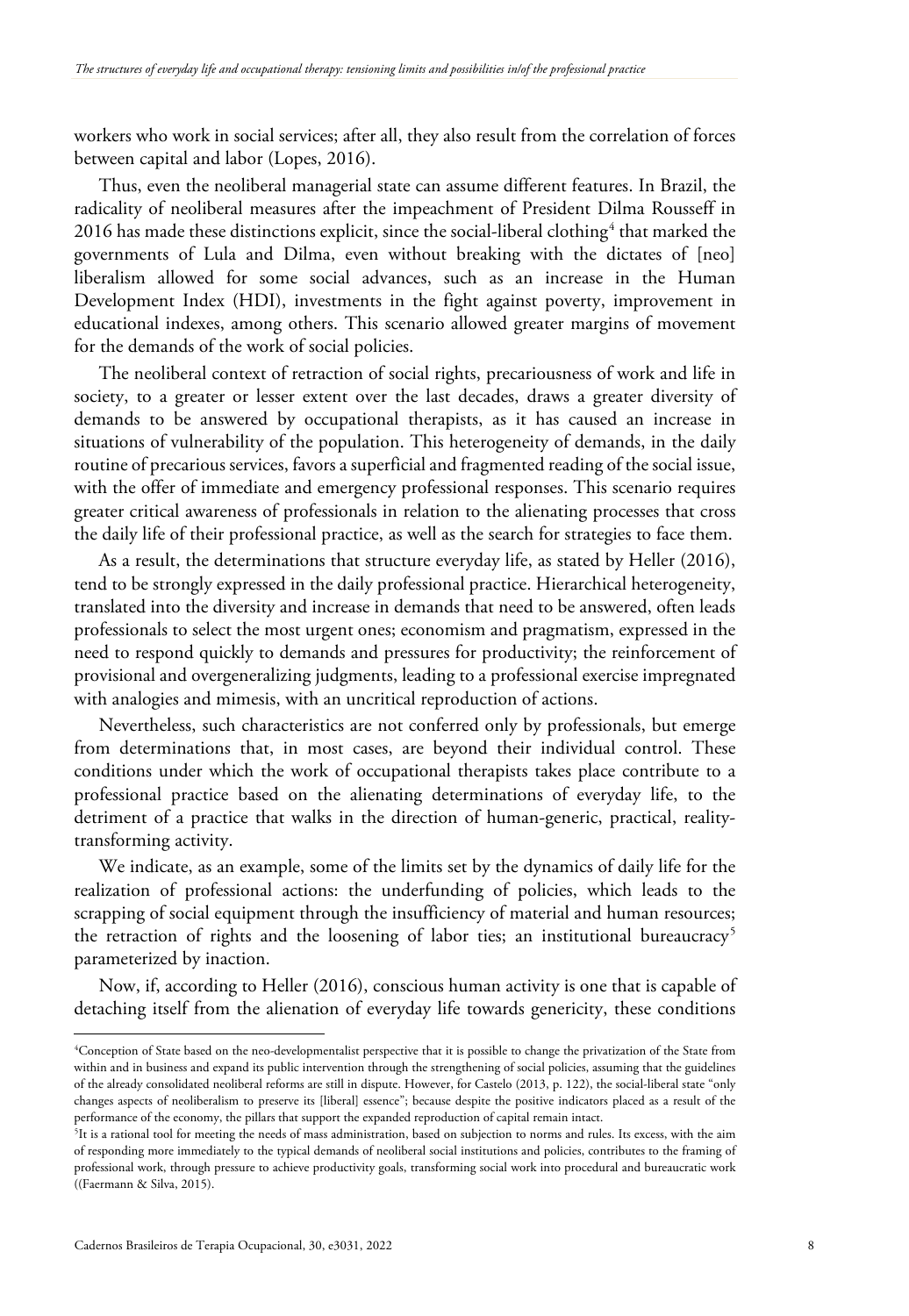workers who work in social services; after all, they also result from the correlation of forces between capital and labor (Lopes, 2016).

Thus, even the neoliberal managerial state can assume different features. In Brazil, the radicality of neoliberal measures after the impeachment of President Dilma Rousseff in 2016 has made these distinctions explicit, since the social-liberal clothing[4] that marked the governments of Lula and Dilma, even without breaking with the dictates of [neo] liberalism allowed for some social advances, such as an increase in the Human Development Index (HDI), investments in the fight against poverty, improvement in educational indexes, among others. This scenario allowed greater margins of movement for the demands of the work of social policies.

The neoliberal context of retraction of social rights, precariousness of work and life in society, to a greater or lesser extent over the last decades, draws a greater diversity of demands to be answered by occupational therapists, as it has caused an increase in situations of vulnerability of the population. This heterogeneity of demands, in the daily routine of precarious services, favors a superficial and fragmented reading of the social issue, with the offer of immediate and emergency professional responses. This scenario requires greater critical awareness of professionals in relation to the alienating processes that cross the daily life of their professional practice, as well as the search for strategies to face them.

As a result, the determinations that structure everyday life, as stated by Heller (2016), tend to be strongly expressed in the daily professional practice. Hierarchical heterogeneity, translated into the diversity and increase in demands that need to be answered, often leads professionals to select the most urgent ones; economism and pragmatism, expressed in the need to respond quickly to demands and pressures for productivity; the reinforcement of provisional and overgeneralizing judgments, leading to a professional exercise impregnated with analogies and mimesis, with an uncritical reproduction of actions.

Nevertheless, such characteristics are not conferred only by professionals, but emerge from determinations that, in most cases, are beyond their individual control. These conditions under which the work of occupational therapists takes place contribute to a professional practice based on the alienating determinations of everyday life, to the detriment of a practice that walks in the direction of human-generic, practical, reality-transforming activity.

We indicate, as an example, some of the limits set by the dynamics of daily life for the realization of professional actions: the underfunding of policies, which leads to the scrapping of social equipment through the insufficiency of material and human resources; the retraction of rights and the loosening of labor ties; an institutional bureaucracy[5] parameterized by inaction.

Now, if, according to Heller (2016), conscious human activity is one that is capable of detaching itself from the alienation of everyday life towards genericity, these conditions

---

[4]Conception of State based on the neo-developmentalist perspective that it is possible to change the privatization of the State from within and in business and expand its public intervention through the strengthening of social policies, assuming that the guidelines of the already consolidated neoliberal reforms are still in dispute. However, for Castelo (2013, p. 122), the social-liberal state "only changes aspects of neoliberalism to preserve its [liberal] essence"; because despite the positive indicators placed as a result of the performance of the economy, the pillars that support the expanded reproduction of capital remain intact.

[5]It is a rational tool for meeting the needs of mass administration, based on subjection to norms and rules. Its excess, with the aim of responding more immediately to the typical demands of neoliberal social institutions and policies, contributes to the framing of professional work, through pressure to achieve productivity goals, transforming social work into procedural and bureaucratic work ((Faermann & Silva, 2015).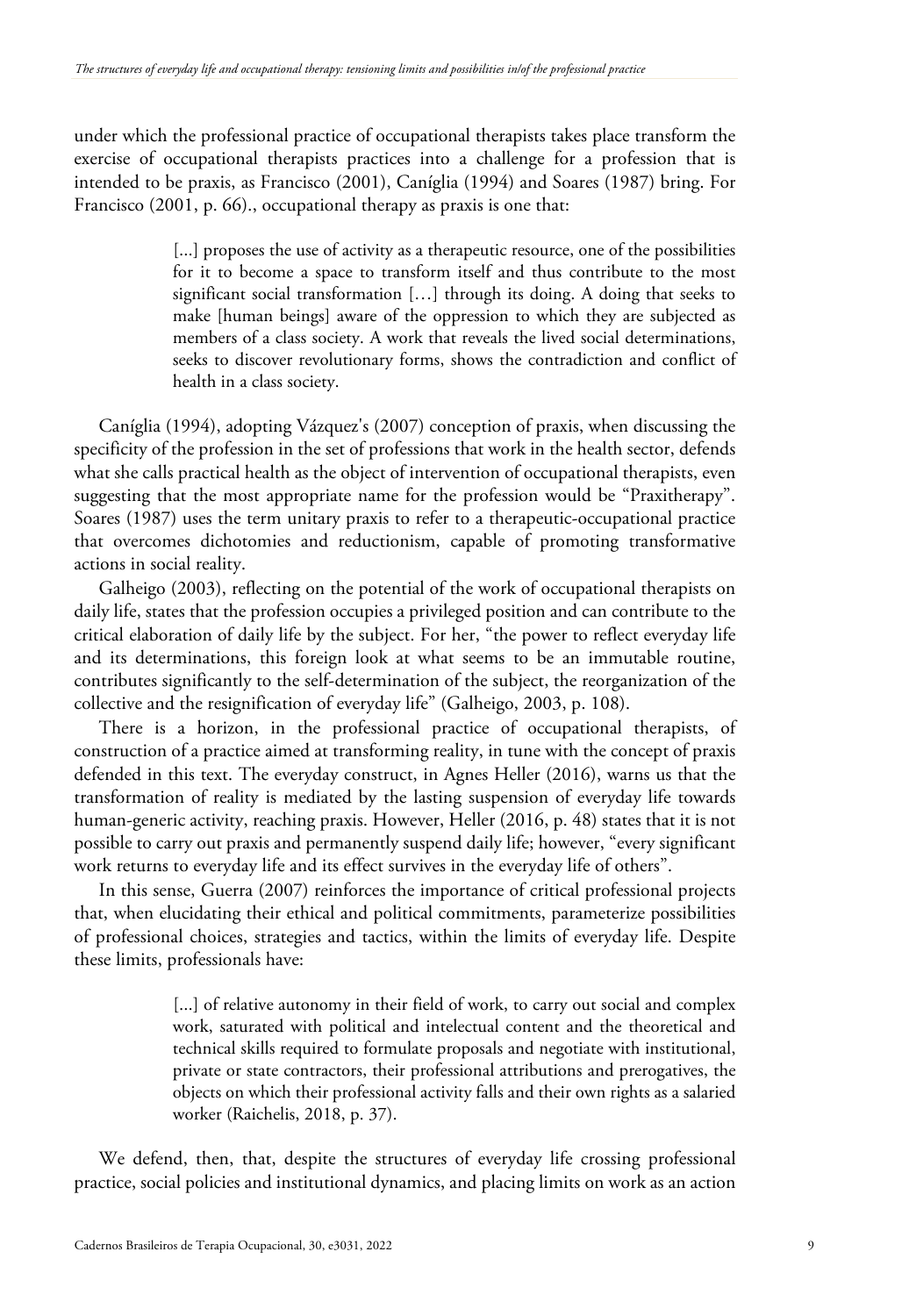under which the professional practice of occupational therapists takes place transform the exercise of occupational therapists practices into a challenge for a profession that is intended to be praxis, as Francisco (2001), Caníglia (1994) and Soares (1987) bring. For Francisco (2001, p. 66)., occupational therapy as praxis is one that:

> [...] proposes the use of activity as a therapeutic resource, one of the possibilities for it to become a space to transform itself and thus contribute to the most significant social transformation […] through its doing. A doing that seeks to make [human beings] aware of the oppression to which they are subjected as members of a class society. A work that reveals the lived social determinations, seeks to discover revolutionary forms, shows the contradiction and conflict of health in a class society.

Caníglia (1994), adopting Vázquez's (2007) conception of praxis, when discussing the specificity of the profession in the set of professions that work in the health sector, defends what she calls practical health as the object of intervention of occupational therapists, even suggesting that the most appropriate name for the profession would be "Praxitherapy". Soares (1987) uses the term unitary praxis to refer to a therapeutic-occupational practice that overcomes dichotomies and reductionism, capable of promoting transformative actions in social reality.

Galheigo (2003), reflecting on the potential of the work of occupational therapists on daily life, states that the profession occupies a privileged position and can contribute to the critical elaboration of daily life by the subject. For her, "the power to reflect everyday life and its determinations, this foreign look at what seems to be an immutable routine, contributes significantly to the self-determination of the subject, the reorganization of the collective and the resignification of everyday life" (Galheigo, 2003, p. 108).

There is a horizon, in the professional practice of occupational therapists, of construction of a practice aimed at transforming reality, in tune with the concept of praxis defended in this text. The everyday construct, in Agnes Heller (2016), warns us that the transformation of reality is mediated by the lasting suspension of everyday life towards human-generic activity, reaching praxis. However, Heller (2016, p. 48) states that it is not possible to carry out praxis and permanently suspend daily life; however, "every significant work returns to everyday life and its effect survives in the everyday life of others".

In this sense, Guerra (2007) reinforces the importance of critical professional projects that, when elucidating their ethical and political commitments, parameterize possibilities of professional choices, strategies and tactics, within the limits of everyday life. Despite these limits, professionals have:

> [...] of relative autonomy in their field of work, to carry out social and complex work, saturated with political and intelectual content and the theoretical and technical skills required to formulate proposals and negotiate with institutional, private or state contractors, their professional attributions and prerogatives, the objects on which their professional activity falls and their own rights as a salaried worker (Raichelis, 2018, p. 37).

We defend, then, that, despite the structures of everyday life crossing professional practice, social policies and institutional dynamics, and placing limits on work as an action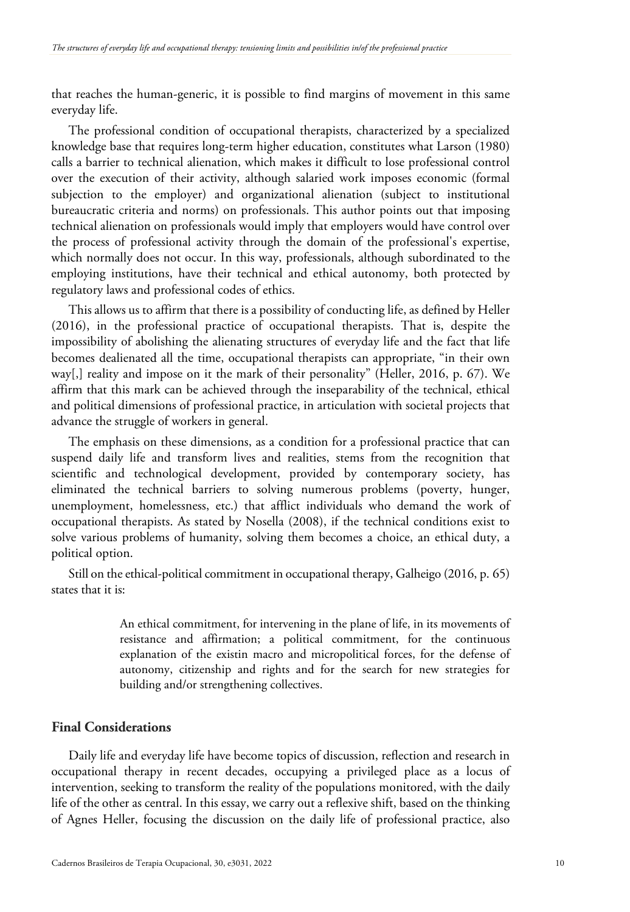that reaches the human-generic, it is possible to find margins of movement in this same everyday life.

The professional condition of occupational therapists, characterized by a specialized knowledge base that requires long-term higher education, constitutes what Larson (1980) calls a barrier to technical alienation, which makes it difficult to lose professional control over the execution of their activity, although salaried work imposes economic (formal subjection to the employer) and organizational alienation (subject to institutional bureaucratic criteria and norms) on professionals. This author points out that imposing technical alienation on professionals would imply that employers would have control over the process of professional activity through the domain of the professional's expertise, which normally does not occur. In this way, professionals, although subordinated to the employing institutions, have their technical and ethical autonomy, both protected by regulatory laws and professional codes of ethics.

This allows us to affirm that there is a possibility of conducting life, as defined by Heller (2016), in the professional practice of occupational therapists. That is, despite the impossibility of abolishing the alienating structures of everyday life and the fact that life becomes dealienated all the time, occupational therapists can appropriate, "in their own way[,] reality and impose on it the mark of their personality" (Heller, 2016, p. 67). We affirm that this mark can be achieved through the inseparability of the technical, ethical and political dimensions of professional practice, in articulation with societal projects that advance the struggle of workers in general.

The emphasis on these dimensions, as a condition for a professional practice that can suspend daily life and transform lives and realities, stems from the recognition that scientific and technological development, provided by contemporary society, has eliminated the technical barriers to solving numerous problems (poverty, hunger, unemployment, homelessness, etc.) that afflict individuals who demand the work of occupational therapists. As stated by Nosella (2008), if the technical conditions exist to solve various problems of humanity, solving them becomes a choice, an ethical duty, a political option.

Still on the ethical-political commitment in occupational therapy, Galheigo (2016, p. 65) states that it is:

> An ethical commitment, for intervening in the plane of life, in its movements of resistance and affirmation; a political commitment, for the continuous explanation of the existin macro and micropolitical forces, for the defense of autonomy, citizenship and rights and for the search for new strategies for building and/or strengthening collectives.

## Final Considerations

Daily life and everyday life have become topics of discussion, reflection and research in occupational therapy in recent decades, occupying a privileged place as a locus of intervention, seeking to transform the reality of the populations monitored, with the daily life of the other as central. In this essay, we carry out a reflexive shift, based on the thinking of Agnes Heller, focusing the discussion on the daily life of professional practice, also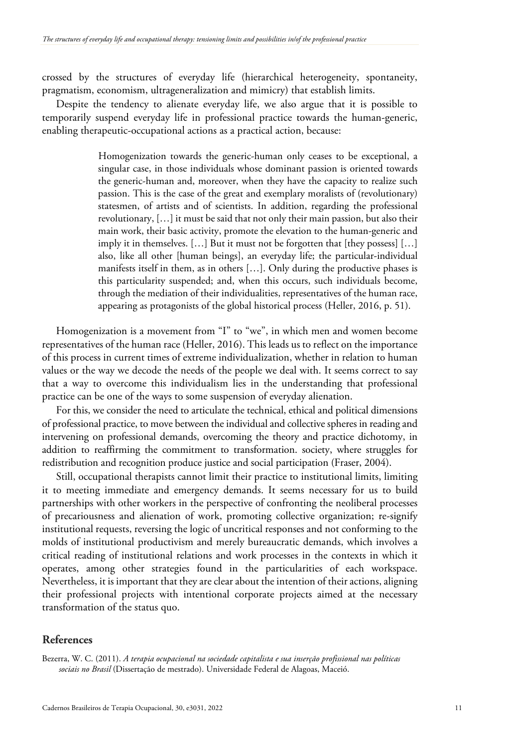crossed by the structures of everyday life (hierarchical heterogeneity, spontaneity, pragmatism, economism, ultrageneralization and mimicry) that establish limits.

Despite the tendency to alienate everyday life, we also argue that it is possible to temporarily suspend everyday life in professional practice towards the human-generic, enabling therapeutic-occupational actions as a practical action, because:

> Homogenization towards the generic-human only ceases to be exceptional, a singular case, in those individuals whose dominant passion is oriented towards the generic-human and, moreover, when they have the capacity to realize such passion. This is the case of the great and exemplary moralists of (revolutionary) statesmen, of artists and of scientists. In addition, regarding the professional revolutionary, […] it must be said that not only their main passion, but also their main work, their basic activity, promote the elevation to the human-generic and imply it in themselves. […] But it must not be forgotten that [they possess] […] also, like all other [human beings], an everyday life; the particular-individual manifests itself in them, as in others […]. Only during the productive phases is this particularity suspended; and, when this occurs, such individuals become, through the mediation of their individualities, representatives of the human race, appearing as protagonists of the global historical process (Heller, 2016, p. 51).

Homogenization is a movement from "I" to "we", in which men and women become representatives of the human race (Heller, 2016). This leads us to reflect on the importance of this process in current times of extreme individualization, whether in relation to human values or the way we decode the needs of the people we deal with. It seems correct to say that a way to overcome this individualism lies in the understanding that professional practice can be one of the ways to some suspension of everyday alienation.

For this, we consider the need to articulate the technical, ethical and political dimensions of professional practice, to move between the individual and collective spheres in reading and intervening on professional demands, overcoming the theory and practice dichotomy, in addition to reaffirming the commitment to transformation. society, where struggles for redistribution and recognition produce justice and social participation (Fraser, 2004).

Still, occupational therapists cannot limit their practice to institutional limits, limiting it to meeting immediate and emergency demands. It seems necessary for us to build partnerships with other workers in the perspective of confronting the neoliberal processes of precariousness and alienation of work, promoting collective organization; re-signify institutional requests, reversing the logic of uncritical responses and not conforming to the molds of institutional productivism and merely bureaucratic demands, which involves a critical reading of institutional relations and work processes in the contexts in which it operates, among other strategies found in the particularities of each workspace. Nevertheless, it is important that they are clear about the intention of their actions, aligning their professional projects with intentional corporate projects aimed at the necessary transformation of the status quo.

## References

Bezerra, W. C. (2011). *A terapia ocupacional na sociedade capitalista e sua inserção profissional nas políticas sociais no Brasil* (Dissertação de mestrado). Universidade Federal de Alagoas, Maceió.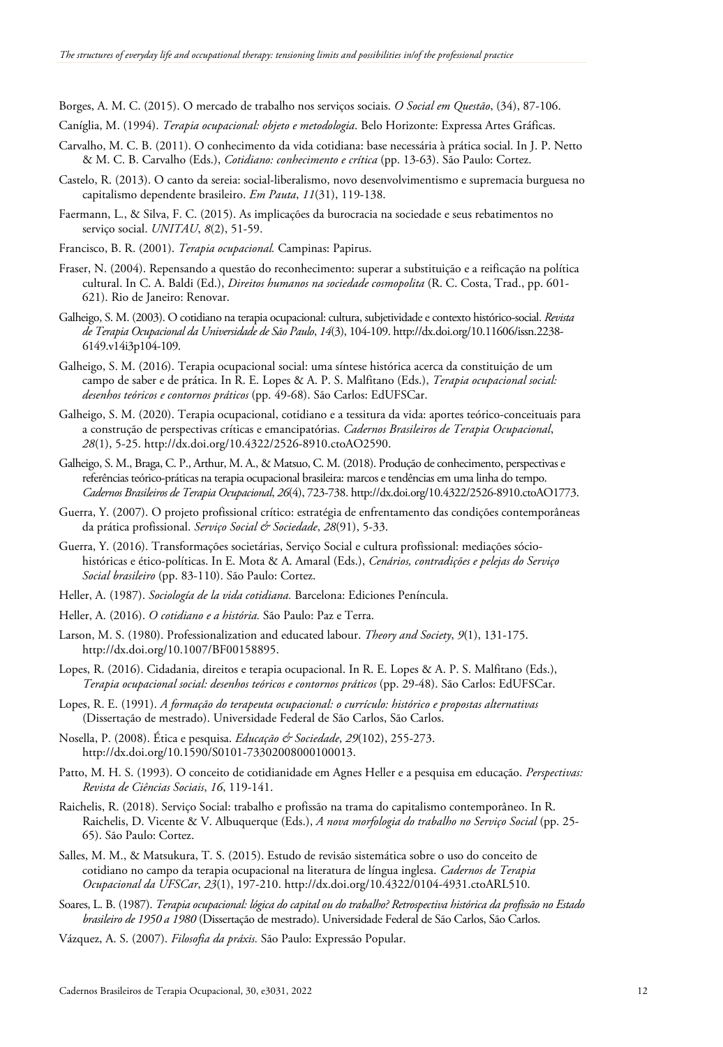Borges, A. M. C. (2015). O mercado de trabalho nos serviços sociais. *O Social em Questão*, (34), 87-106.

Caníglia, M. (1994). *Terapia ocupacional: objeto e metodologia*. Belo Horizonte: Expressa Artes Gráficas.

Carvalho, M. C. B. (2011). O conhecimento da vida cotidiana: base necessária à prática social. In J. P. Netto & M. C. B. Carvalho (Eds.), *Cotidiano: conhecimento e crítica* (pp. 13-63). São Paulo: Cortez.

Castelo, R. (2013). O canto da sereia: social-liberalismo, novo desenvolvimentismo e supremacia burguesa no capitalismo dependente brasileiro. *Em Pauta*, *11*(31), 119-138.

Faermann, L., & Silva, F. C. (2015). As implicações da burocracia na sociedade e seus rebatimentos no serviço social. *UNITAU*, *8*(2), 51-59.

Francisco, B. R. (2001). *Terapia ocupacional.* Campinas: Papirus.

Fraser, N. (2004). Repensando a questão do reconhecimento: superar a substituição e a reificação na política cultural. In C. A. Baldi (Ed.), *Direitos humanos na sociedade cosmopolita* (R. C. Costa, Trad., pp. 601-621). Rio de Janeiro: Renovar.

Galheigo, S. M. (2003). O cotidiano na terapia ocupacional: cultura, subjetividade e contexto histórico-social. *Revista de Terapia Ocupacional da Universidade de São Paulo*, *14*(3), 104-109. http://dx.doi.org/10.11606/issn.2238-6149.v14i3p104-109.

Galheigo, S. M. (2016). Terapia ocupacional social: uma síntese histórica acerca da constituição de um campo de saber e de prática. In R. E. Lopes & A. P. S. Malfitano (Eds.), *Terapia ocupacional social: desenhos teóricos e contornos práticos* (pp. 49-68). São Carlos: EdUFSCar.

Galheigo, S. M. (2020). Terapia ocupacional, cotidiano e a tessitura da vida: aportes teórico-conceituais para a construção de perspectivas críticas e emancipatórias. *Cadernos Brasileiros de Terapia Ocupacional*, *28*(1), 5-25. http://dx.doi.org/10.4322/2526-8910.ctoAO2590.

Galheigo, S. M., Braga, C. P., Arthur, M. A., & Matsuo, C. M. (2018). Produção de conhecimento, perspectivas e referências teórico-práticas na terapia ocupacional brasileira: marcos e tendências em uma linha do tempo. *Cadernos Brasileiros de Terapia Ocupacional*, *26*(4), 723-738. http://dx.doi.org/10.4322/2526-8910.ctoAO1773.

Guerra, Y. (2007). O projeto profissional crítico: estratégia de enfrentamento das condições contemporâneas da prática profissional. *Serviço Social & Sociedade*, *28*(91), 5-33.

Guerra, Y. (2016). Transformações societárias, Serviço Social e cultura profissional: mediações sócio-históricas e ético-políticas. In E. Mota & A. Amaral (Eds.), *Cenários, contradições e pelejas do Serviço Social brasileiro* (pp. 83-110). São Paulo: Cortez.

Heller, A. (1987). *Sociología de la vida cotidiana.* Barcelona: Ediciones Península.

Heller, A. (2016). *O cotidiano e a história.* São Paulo: Paz e Terra.

Larson, M. S. (1980). Professionalization and educated labour. *Theory and Society*, *9*(1), 131-175. http://dx.doi.org/10.1007/BF00158895.

Lopes, R. (2016). Cidadania, direitos e terapia ocupacional. In R. E. Lopes & A. P. S. Malfitano (Eds.), *Terapia ocupacional social: desenhos teóricos e contornos práticos* (pp. 29-48). São Carlos: EdUFSCar.

Lopes, R. E. (1991). *A formação do terapeuta ocupacional: o currículo: histórico e propostas alternativas* (Dissertação de mestrado). Universidade Federal de São Carlos, São Carlos.

Nosella, P. (2008). Ética e pesquisa. *Educação & Sociedade*, *29*(102), 255-273. http://dx.doi.org/10.1590/S0101-73302008000100013.

Patto, M. H. S. (1993). O conceito de cotidianidade em Agnes Heller e a pesquisa em educação. *Perspectivas: Revista de Ciências Sociais*, *16*, 119-141.

Raichelis, R. (2018). Serviço Social: trabalho e profissão na trama do capitalismo contemporâneo. In R. Raichelis, D. Vicente & V. Albuquerque (Eds.), *A nova morfologia do trabalho no Serviço Social* (pp. 25-65). São Paulo: Cortez.

Salles, M. M., & Matsukura, T. S. (2015). Estudo de revisão sistemática sobre o uso do conceito de cotidiano no campo da terapia ocupacional na literatura de língua inglesa. *Cadernos de Terapia Ocupacional da UFSCar*, *23*(1), 197-210. http://dx.doi.org/10.4322/0104-4931.ctoARL510.

Soares, L. B. (1987). *Terapia ocupacional: lógica do capital ou do trabalho? Retrospectiva histórica da profissão no Estado brasileiro de 1950 a 1980* (Dissertação de mestrado). Universidade Federal de São Carlos, São Carlos.

Vázquez, A. S. (2007). *Filosofia da práxis.* São Paulo: Expressão Popular.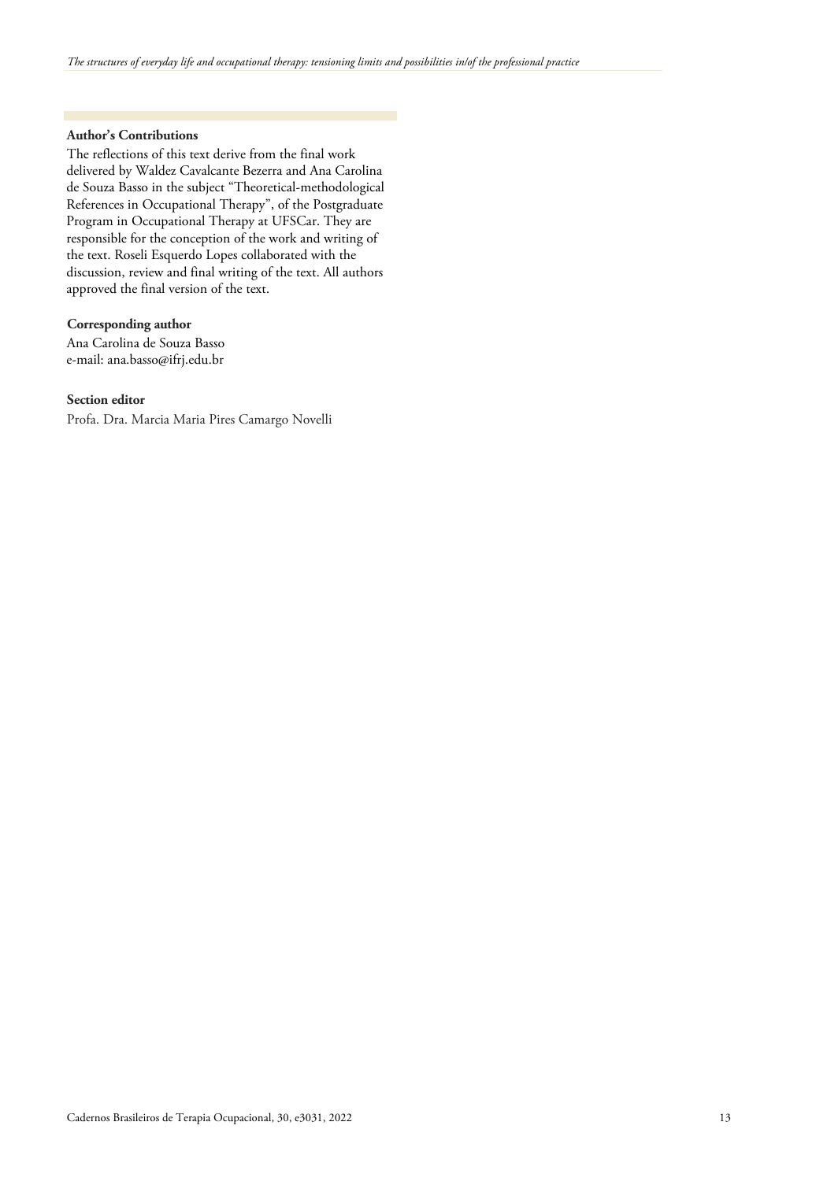**Author's Contributions**

The reflections of this text derive from the final work delivered by Waldez Cavalcante Bezerra and Ana Carolina de Souza Basso in the subject "Theoretical-methodological References in Occupational Therapy", of the Postgraduate Program in Occupational Therapy at UFSCar. They are responsible for the conception of the work and writing of the text. Roseli Esquerdo Lopes collaborated with the discussion, review and final writing of the text. All authors approved the final version of the text.

**Corresponding author**

Ana Carolina de Souza Basso
e-mail: ana.basso@ifrj.edu.br

**Section editor**

Profa. Dra. Marcia Maria Pires Camargo Novelli